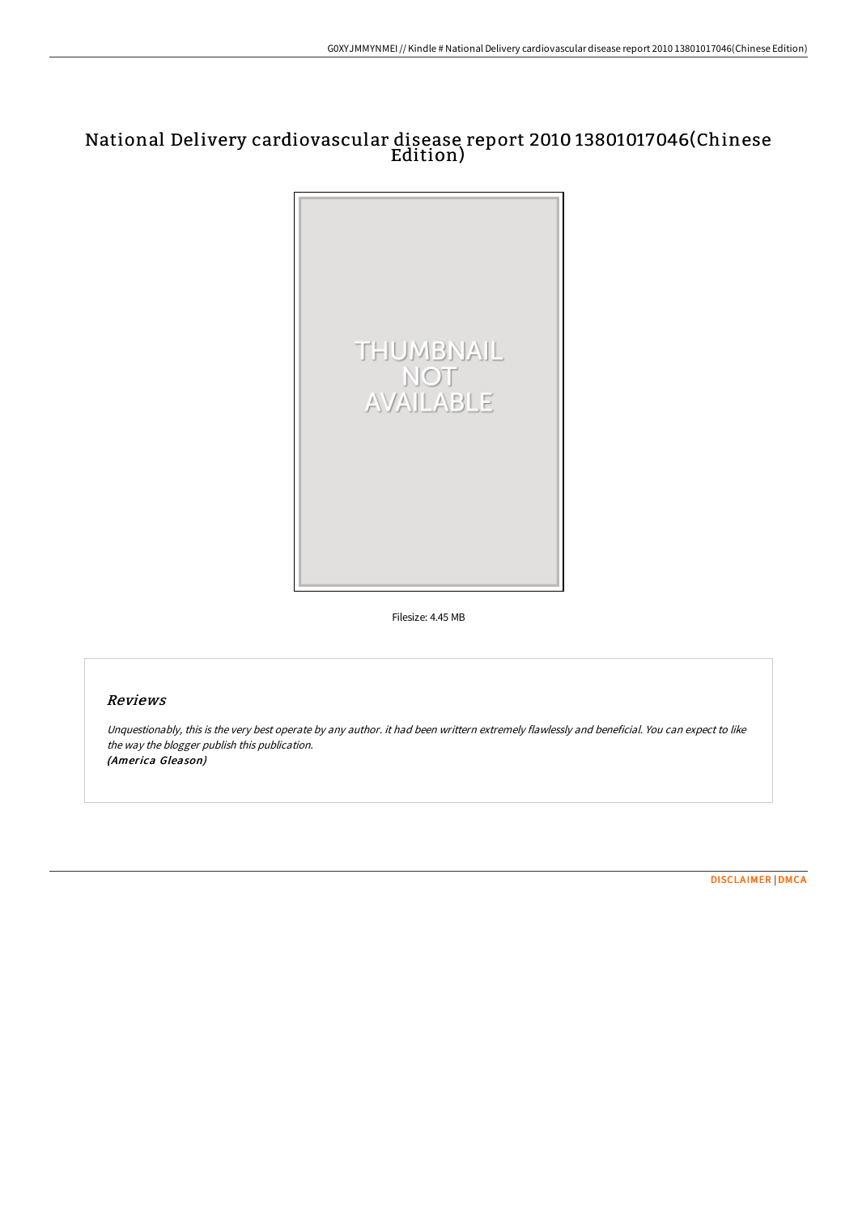# National Delivery cardiovascular disease report 2010 13801017046(Chinese Edition)

THUMBNAIL NOT AVAILABLE

Filesize: 4.45 MB

## Reviews

*Unquestionably, this is the very best operate by any author. it had been writtern extremely flawlessly and beneficial. You can expect to like the way the blogger publish this publication.*
*(America Gleason)*

DISCLAIMER | DMCA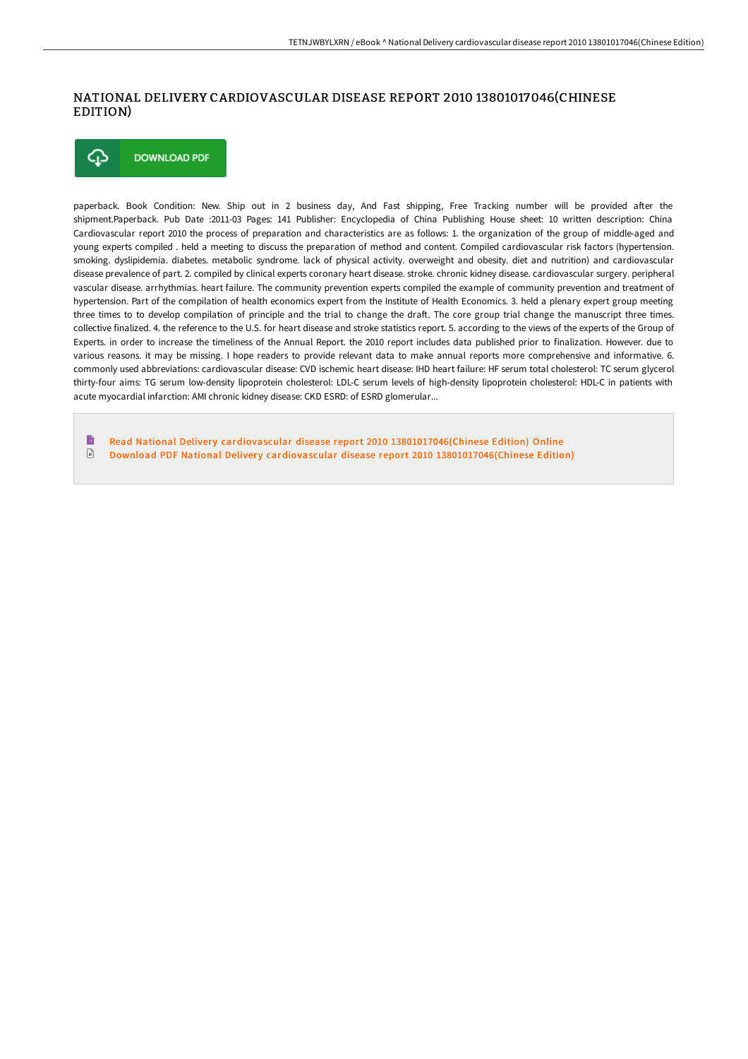# NATIONAL DELIVERY CARDIOVASCULAR DISEASE REPORT 2010 13801017046(CHINESE EDITION)

DOWNLOAD PDF

paperback. Book Condition: New. Ship out in 2 business day, And Fast shipping, Free Tracking number will be provided after the shipment.Paperback. Pub Date :2011-03 Pages: 141 Publisher: Encyclopedia of China Publishing House sheet: 10 written description: China Cardiovascular report 2010 the process of preparation and characteristics are as follows: 1. the organization of the group of middle-aged and young experts compiled . held a meeting to discuss the preparation of method and content. Compiled cardiovascular risk factors (hypertension. smoking. dyslipidemia. diabetes. metabolic syndrome. lack of physical activity. overweight and obesity. diet and nutrition) and cardiovascular disease prevalence of part. 2. compiled by clinical experts coronary heart disease. stroke. chronic kidney disease. cardiovascular surgery. peripheral vascular disease. arrhythmias. heart failure. The community prevention experts compiled the example of community prevention and treatment of hypertension. Part of the compilation of health economics expert from the Institute of Health Economics. 3. held a plenary expert group meeting three times to to develop compilation of principle and the trial to change the draft. The core group trial change the manuscript three times. collective finalized. 4. the reference to the U.S. for heart disease and stroke statistics report. 5. according to the views of the experts of the Group of Experts. in order to increase the timeliness of the Annual Report. the 2010 report includes data published prior to finalization. However. due to various reasons. it may be missing. I hope readers to provide relevant data to make annual reports more comprehensive and informative. 6. commonly used abbreviations: cardiovascular disease: CVD ischemic heart disease: IHD heart failure: HF serum total cholesterol: TC serum glycerol thirty-four aims: TG serum low-density lipoprotein cholesterol: LDL-C serum levels of high-density lipoprotein cholesterol: HDL-C in patients with acute myocardial infarction: AMI chronic kidney disease: CKD ESRD: of ESRD glomerular...

Read National Delivery cardiovascular disease report 2010 13801017046(Chinese Edition) Online

Download PDF National Delivery cardiovascular disease report 2010 13801017046(Chinese Edition)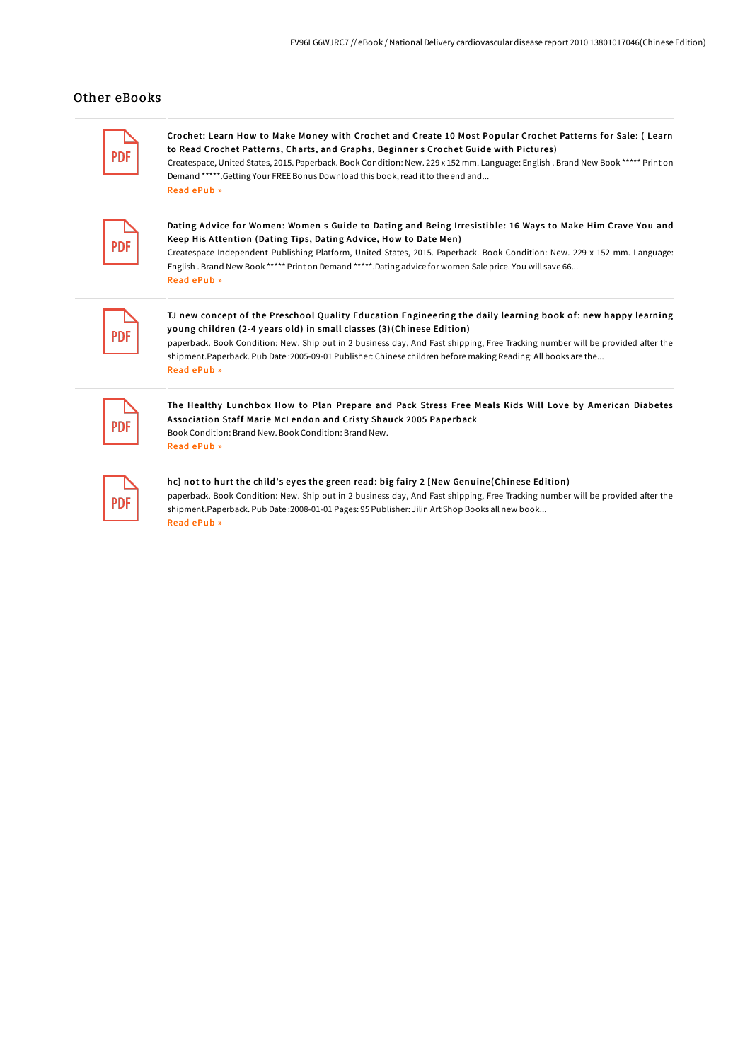## Other eBooks

PDF

**Crochet: Learn How to Make Money with Crochet and Create 10 Most Popular Crochet Patterns for Sale: ( Learn to Read Crochet Patterns, Charts, and Graphs, Beginner s Crochet Guide with Pictures)**

Createspace, United States, 2015. Paperback. Book Condition: New. 229 x 152 mm. Language: English . Brand New Book ***** Print on Demand *****.Getting Your FREE Bonus Download this book, read it to the end and...

Read ePub »

PDF

**Dating Advice for Women: Women s Guide to Dating and Being Irresistible: 16 Ways to Make Him Crave You and Keep His Attention (Dating Tips, Dating Advice, How to Date Men)**

Createspace Independent Publishing Platform, United States, 2015. Paperback. Book Condition: New. 229 x 152 mm. Language: English . Brand New Book ***** Print on Demand *****.Dating advice for women Sale price. You will save 66...

Read ePub »

PDF

**TJ new concept of the Preschool Quality Education Engineering the daily learning book of: new happy learning young children (2-4 years old) in small classes (3)(Chinese Edition)**

paperback. Book Condition: New. Ship out in 2 business day, And Fast shipping, Free Tracking number will be provided after the shipment.Paperback. Pub Date :2005-09-01 Publisher: Chinese children before making Reading: All books are the...

Read ePub »

PDF

**The Healthy Lunchbox How to Plan Prepare and Pack Stress Free Meals Kids Will Love by American Diabetes Association Staff Marie McLendon and Cristy Shauck 2005 Paperback**

Book Condition: Brand New. Book Condition: Brand New.

Read ePub »

PDF

**hc] not to hurt the child's eyes the green read: big fairy 2 [New Genuine(Chinese Edition)**

paperback. Book Condition: New. Ship out in 2 business day, And Fast shipping, Free Tracking number will be provided after the shipment.Paperback. Pub Date :2008-01-01 Pages: 95 Publisher: Jilin Art Shop Books all new book...

Read ePub »